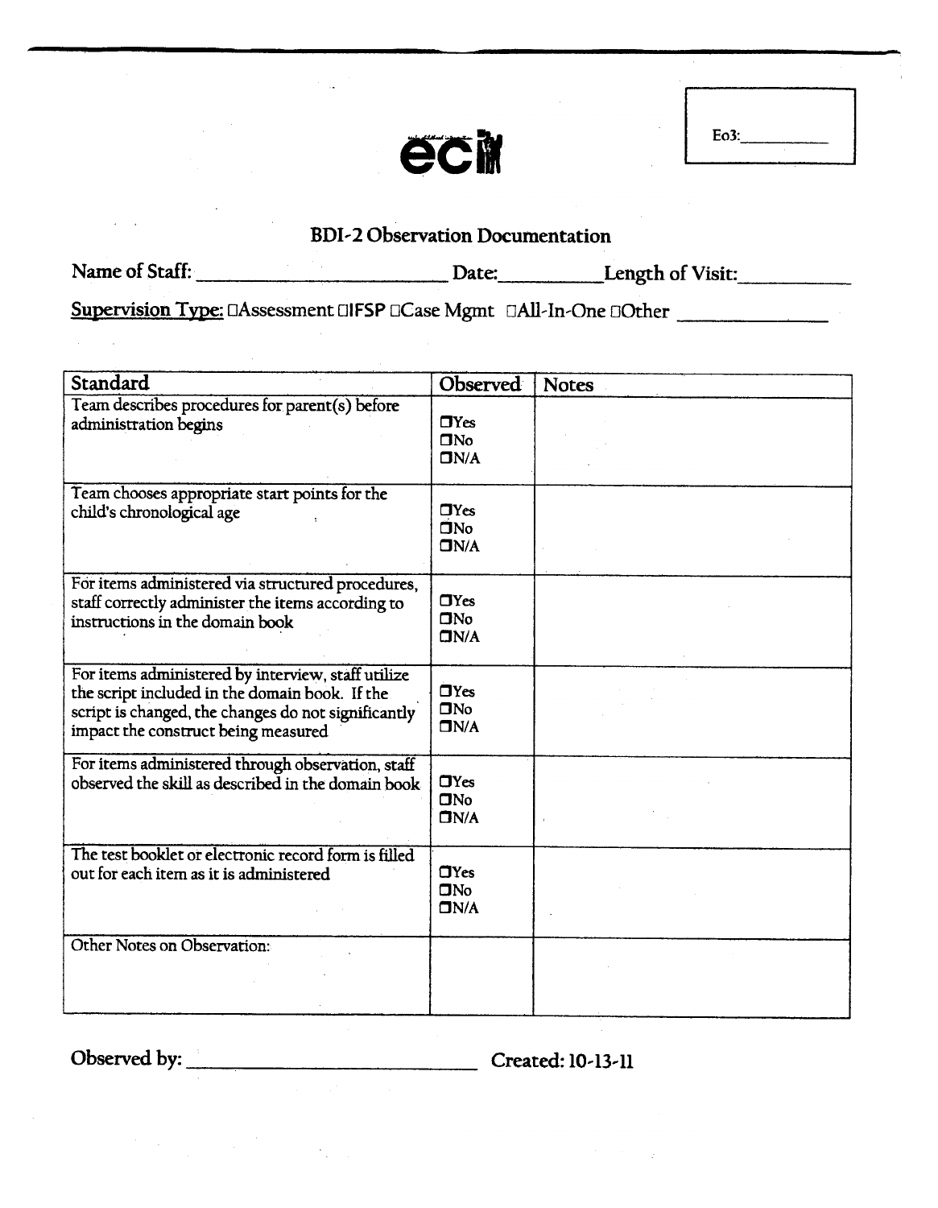Eo3: ___________

ecI

# BDI-2 Observation Documentation

Name of Staff: ______________________ Date: __________ Length of Visit: __________

**Supervision Type:** ☐Assessment ☐IFSP ☐Case Mgmt ☐All-In-One ☐Other ______________

| Standard | Observed | Notes |
|---|---|---|
| Team describes procedures for parent(s) before administration begins | ☐Yes ☐No ☐N/A | |
| Team chooses appropriate start points for the child's chronological age | ☐Yes ☐No ☐N/A | |
| For items administered via structured procedures, staff correctly administer the items according to instructions in the domain book | ☐Yes ☐No ☐N/A | |
| For items administered by interview, staff utilize the script included in the domain book. If the script is changed, the changes do not significantly impact the construct being measured | ☐Yes ☐No ☐N/A | |
| For items administered through observation, staff observed the skill as described in the domain book | ☐Yes ☐No ☐N/A | |
| The test booklet or electronic record form is filled out for each item as it is administered | ☐Yes ☐No ☐N/A | |
| Other Notes on Observation: | | |

Observed by: ______________________ Created: 10-13-11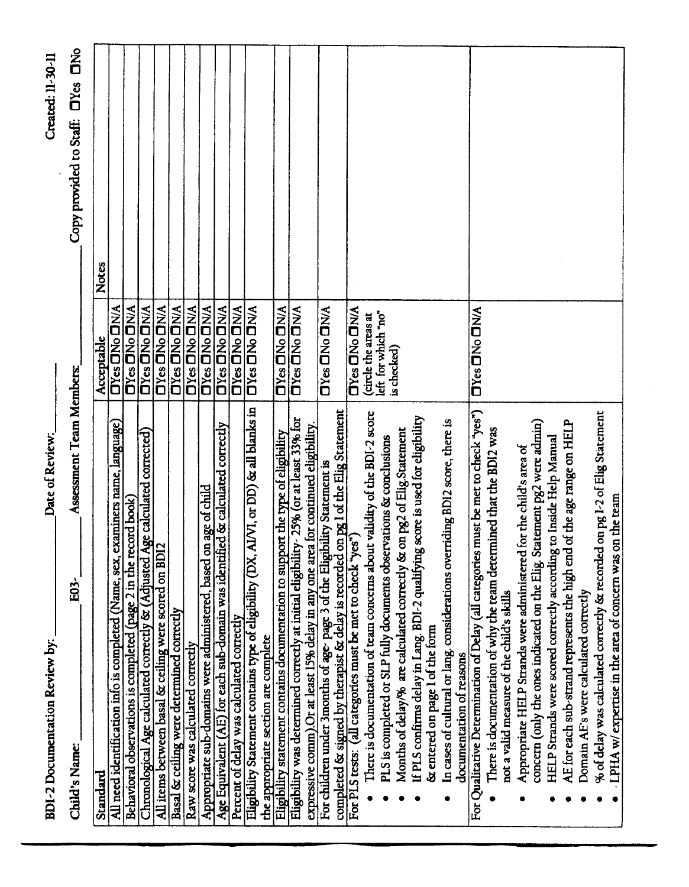BDI-2 Documentation Review by: \_\_\_\_\_\_\_\_ Date of Review: \_\_\_\_\_\_\_\_ Created: 11-30-11

Child's Name: \_\_\_\_\_\_\_\_ E03-\_\_\_\_\_\_\_\_ Assessment Team Members: \_\_\_\_\_\_\_\_ Copy provided to Staff: ☐Yes ☐No

| Standard | Acceptable | Notes |
|---|---|---|
| All need identification info is completed (Name, sex, examiners name, language) | ☐Yes ☐No ☐N/A | |
| Behavioral observations is completed (page 2 in the record book) | ☐Yes ☐No ☐N/A | |
| Chronological Age calculated correctly & (Adjusted Age calculated corrected) | ☐Yes ☐No ☐N/A | |
| All items between basal & ceiling were scored on BDI2 | ☐Yes ☐No ☐N/A | |
| Basal & ceiling were determined correctly | ☐Yes ☐No ☐N/A | |
| Raw score was calculated correctly | ☐Yes ☐No ☐N/A | |
| Appropriate sub-domains were administered, based on age of child | ☐Yes ☐No ☐N/A | |
| Age Equivalent (AE) for each sub-domain was identified & calculated correctly | ☐Yes ☐No ☐N/A | |
| Percent of delay was calculated correctly | ☐Yes ☐No ☐N/A | |
| Eligibility Statement contains type of eligibility (DX, AI/VI, or DD) & all blanks in the appropriate section are complete | ☐Yes ☐No ☐N/A | |
| Eligibility statement contains documentation to support the type of eligibility | ☐Yes ☐No ☐N/A | |
| Eligibility was determined correctly at initial eligibility- 25% (or at least 33% for expressive comm).Or at least 15% delay in any one area for continued eligibility. | ☐Yes ☐No ☐N/A | |
| For children under 3months of age- page 3 of the Eligibility Statement is completed & signed by therapist & delay is recorded on pg 1 of the Elig Statement | ☐Yes ☐No ☐N/A | |
| For PLS tests: (all categories must be met to check "yes")<br>• There is documentation of team concerns about validity of the BDI-2 score<br>• PLS is completed or SLP fully documents observations & conclusions<br>• Months of delay/% are calculated correctly & on pg2 of Elig.Statement<br>• If PLS confirms delay in Lang, BDI-2 qualifying score is used for eligibility & entered on page 1 of the form<br>• In cases of cultural or lang. considerations overriding BDI2 score, there is documentation of reasons | ☐Yes ☐No ☐N/A (circle the areas at left for which "no" is checked) | |
| For Qualitative Determination of Delay (all categories must be met to check "yes")<br>• There is documentation of why the team determined that the BDI2 was not a valid measure of the child's skills<br>• Appropriate HELP Strands were administered for the child's area of concern (only the ones indicated on the Elig. Statement pg2 were admin)<br>• HELP Strands were scored correctly according to Inside Help Manual<br>• AE for each sub-strand represents the high end of the age range on HELP<br>• Domain AE's were calculated correctly<br>• % of delay was calculated correctly & recorded on pg 1-2 of Elig Statement<br>• LPHA w/ expertise in the area of concern was on the team | ☐Yes ☐No ☐N/A | |